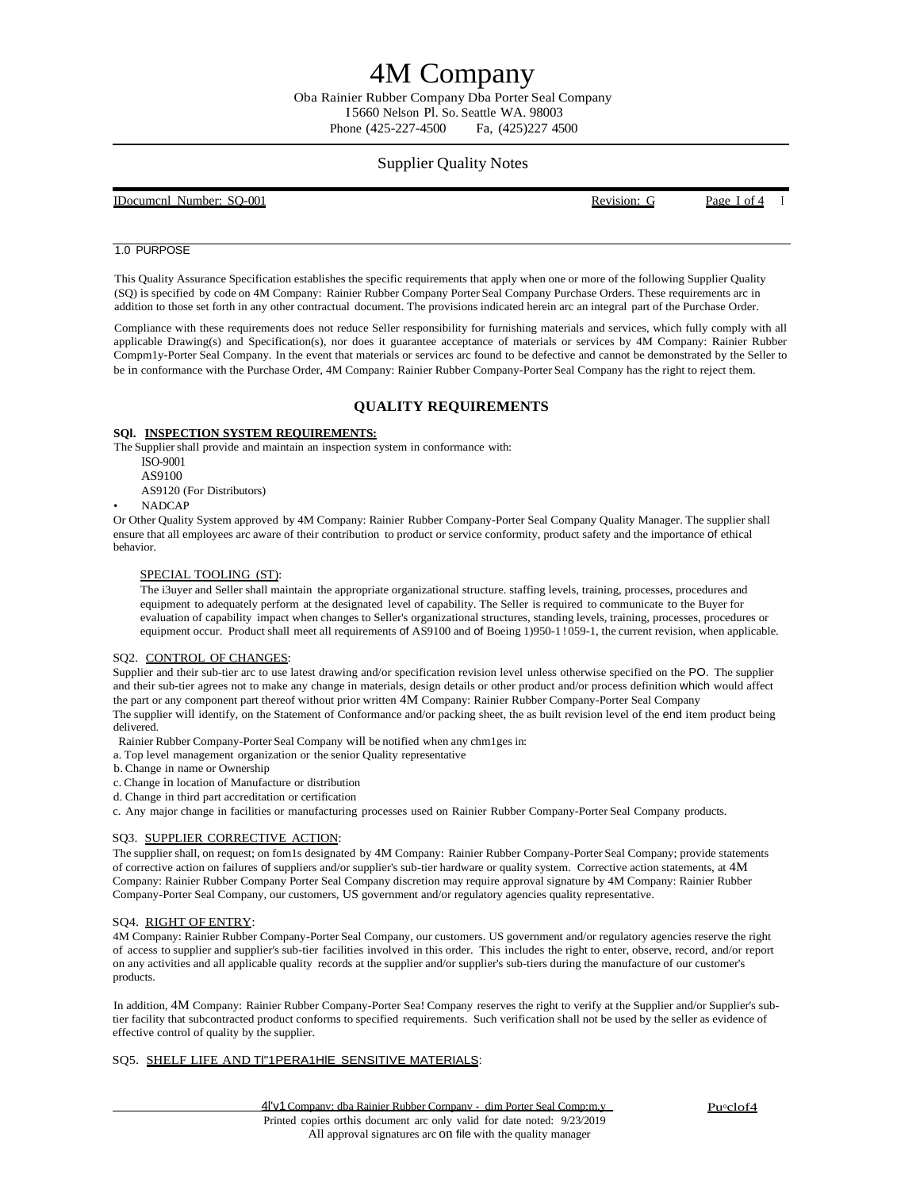# 4M Company

Oba Rainier Rubber Company Dba Porter Seal Company
I5660 Nelson Pl. So. Seattle WA. 98003
Phone (425-227-4500 Fa, (425)227 4500

## Supplier Quality Notes

IDocumcnl Number: SQ-001 Revision: G

### 1.0 PURPOSE

This Quality Assurance Specification establishes the specific requirements that apply when one or more of the following Supplier Quality (SQ) is specified by code on 4M Company: Rainier Rubber Company Porter Seal Company Purchase Orders. These requirements arc in addition to those set forth in any other contractual document. The provisions indicated herein arc an integral part of the Purchase Order.

Compliance with these requirements does not reduce Seller responsibility for furnishing materials and services, which fully comply with all applicable Drawing(s) and Specification(s), nor does it guarantee acceptance of materials or services by 4M Company: Rainier Rubber Compm1y-Porter Seal Company. In the event that materials or services arc found to be defective and cannot be demonstrated by the Seller to be in conformance with the Purchase Order, 4M Company: Rainier Rubber Company-Porter Seal Company has the right to reject them.

## QUALITY REQUIREMENTS

**SQl. INSPECTION SYSTEM REQUIREMENTS:**

The Supplier shall provide and maintain an inspection system in conformance with:

- ISO-9001
- AS9100
- AS9120 (For Distributors)
- NADCAP

Or Other Quality System approved by 4M Company: Rainier Rubber Company-Porter Seal Company Quality Manager. The supplier shall ensure that all employees arc aware of their contribution to product or service conformity, product safety and the importance of ethical behavior.

SPECIAL TOOLING (ST):

The i3uyer and Seller shall maintain the appropriate organizational structure. staffing levels, training, processes, procedures and equipment to adequately perform at the designated level of capability. The Seller is required to communicate to the Buyer for evaluation of capability impact when changes to Seller's organizational structures, standing levels, training, processes, procedures or equipment occur. Product shall meet all requirements of AS9100 and of Boeing 1)950-1!059-1, the current revision, when applicable.

SQ2. CONTROL OF CHANGES:

Supplier and their sub-tier arc to use latest drawing and/or specification revision level unless otherwise specified on the PO. The supplier and their sub-tier agrees not to make any change in materials, design details or other product and/or process definition which would affect the part or any component part thereof without prior written 4M Company: Rainier Rubber Company-Porter Seal Company
The supplier will identify, on the Statement of Conformance and/or packing sheet, the as built revision level of the end item product being delivered.

Rainier Rubber Company-Porter Seal Company will be notified when any chm1ges in:

a. Top level management organization or the senior Quality representative
b. Change in name or Ownership
c. Change in location of Manufacture or distribution
d. Change in third part accreditation or certification
c. Any major change in facilities or manufacturing processes used on Rainier Rubber Company-Porter Seal Company products.

SQ3. SUPPLIER CORRECTIVE ACTION:

The supplier shall, on request; on fom1s designated by 4M Company: Rainier Rubber Company-Porter Seal Company; provide statements of corrective action on failures of suppliers and/or supplier's sub-tier hardware or quality system. Corrective action statements, at 4M Company: Rainier Rubber Company Porter Seal Company discretion may require approval signature by 4M Company: Rainier Rubber Company-Porter Seal Company, our customers, US government and/or regulatory agencies quality representative.

SQ4. RIGHT OF ENTRY:

4M Company: Rainier Rubber Company-Porter Seal Company, our customers. US government and/or regulatory agencies reserve the right of access to supplier and supplier's sub-tier facilities involved in this order. This includes the right to enter, observe, record, and/or report on any activities and all applicable quality records at the supplier and/or supplier's sub-tiers during the manufacture of our customer's products.

In addition, 4M Company: Rainier Rubber Company-Porter Sea! Company reserves the right to verify at the Supplier and/or Supplier's sub-tier facility that subcontracted product conforms to specified requirements. Such verification shall not be used by the seller as evidence of effective control of quality by the supplier.

SQ5. SHELF LIFE AND Tl"1PERA1HIE SENSITIVE MATERIALS:

Printed copies orthis document arc only valid for date noted: 9/23/2019
All approval signatures arc on file with the quality manager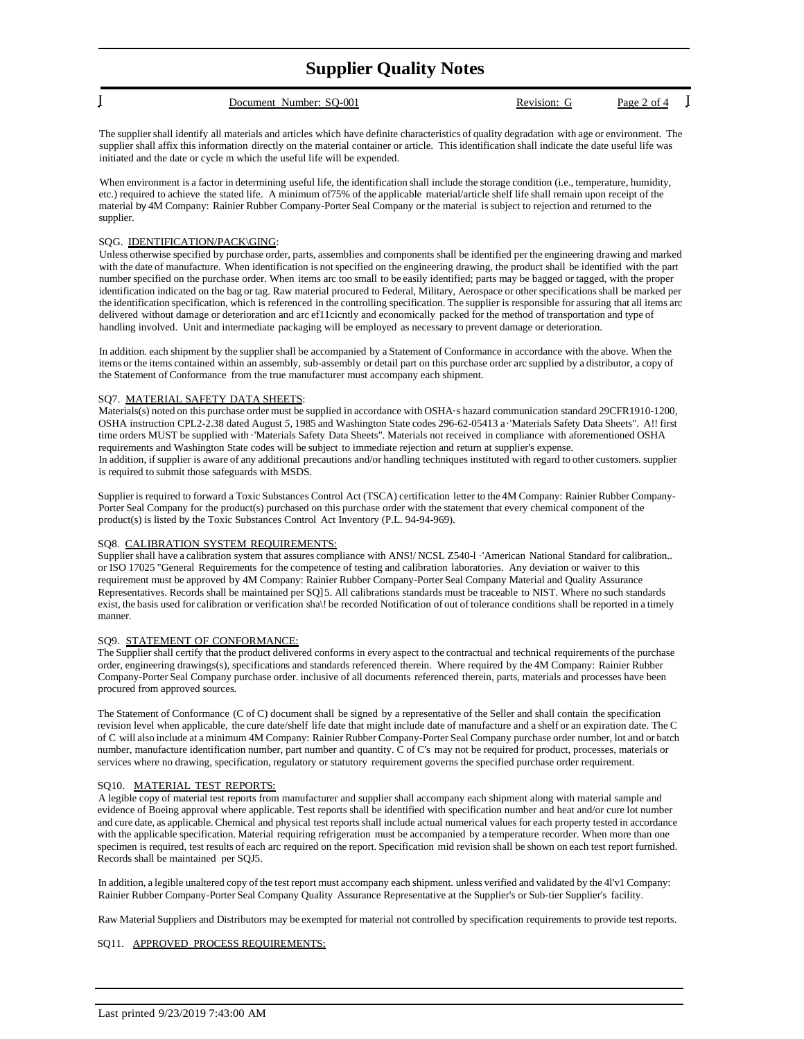The supplier shall identify all materials and articles which have definite characteristics of quality degradation with age or environment. The supplier shall affix this information directly on the material container or article. This identification shall indicate the date useful life was initiated and the date or cycle m which the useful life will be expended.

When environment is a factor in determining useful life, the identification shall include the storage condition (i.e., temperature, humidity, etc.) required to achieve the stated life. A minimum of75% of the applicable material/article shelf life shall remain upon receipt of the material by 4M Company: Rainier Rubber Company-Porter Seal Company or the material is subject to rejection and returned to the supplier.

SQG. IDENTIFICATION/PACK\GING:
Unless otherwise specified by purchase order, parts, assemblies and components shall be identified per the engineering drawing and marked with the date of manufacture. When identification is not specified on the engineering drawing, the product shall be identified with the part number specified on the purchase order. When items arc too small to be easily identified; parts may be bagged or tagged, with the proper identification indicated on the bag or tag. Raw material procured to Federal, Military, Aerospace or other specifications shall be marked per the identification specification, which is referenced in the controlling specification. The supplier is responsible for assuring that all items arc delivered without damage or deterioration and arc ef11cicntly and economically packed for the method of transportation and type of handling involved. Unit and intermediate packaging will be employed as necessary to prevent damage or deterioration.

In addition. each shipment by the supplier shall be accompanied by a Statement of Conformance in accordance with the above. When the items or the items contained within an assembly, sub-assembly or detail part on this purchase order arc supplied by a distributor, a copy of the Statement of Conformance from the true manufacturer must accompany each shipment.

SQ7. MATERIAL SAFETY DATA SHEETS:
Materials(s) noted on this purchase order must be supplied in accordance with OSHA·s hazard communication standard 29CFR1910-1200, OSHA instruction CPL2-2.38 dated August 5, 1985 and Washington State codes 296-62-05413 a·'Materials Safety Data Sheets". A!! first time orders MUST be supplied with ·'Materials Safety Data Sheets". Materials not received in compliance with aforementioned OSHA requirements and Washington State codes will be subject to immediate rejection and return at supplier's expense.
In addition, if supplier is aware of any additional precautions and/or handling techniques instituted with regard to other customers. supplier is required to submit those safeguards with MSDS.

Supplier is required to forward a Toxic Substances Control Act (TSCA) certification letter to the 4M Company: Rainier Rubber Company-Porter Seal Company for the product(s) purchased on this purchase order with the statement that every chemical component of the product(s) is listed by the Toxic Substances Control Act Inventory (P.L. 94-94-969).

SQ8. CALIBRATION SYSTEM REQUIREMENTS:
Supplier shall have a calibration system that assures compliance with ANS!/ NCSL Z540-l ·'American National Standard for calibration.. or ISO 17025 "General Requirements for the competence of testing and calibration laboratories. Any deviation or waiver to this requirement must be approved by 4M Company: Rainier Rubber Company-Porter Seal Company Material and Quality Assurance Representatives. Records shall be maintained per SQ]5. All calibrations standards must be traceable to NIST. Where no such standards exist, the basis used for calibration or verification sha\! be recorded Notification of out of tolerance conditions shall be reported in a timely manner.

SQ9. STATEMENT OF CONFORMANCE:
The Supplier shall certify that the product delivered conforms in every aspect to the contractual and technical requirements of the purchase order, engineering drawings(s), specifications and standards referenced therein. Where required by the 4M Company: Rainier Rubber Company-Porter Seal Company purchase order. inclusive of all documents referenced therein, parts, materials and processes have been procured from approved sources.

The Statement of Conformance (C of C) document shall be signed by a representative of the Seller and shall contain the specification revision level when applicable, the cure date/shelf life date that might include date of manufacture and a shelf or an expiration date. The C of C will also include at a minimum 4M Company: Rainier Rubber Company-Porter Seal Company purchase order number, lot and or batch number, manufacture identification number, part number and quantity. C of C's may not be required for product, processes, materials or services where no drawing, specification, regulatory or statutory requirement governs the specified purchase order requirement.

SQ10. MATERIAL TEST REPORTS:
A legible copy of material test reports from manufacturer and supplier shall accompany each shipment along with material sample and evidence of Boeing approval where applicable. Test reports shall be identified with specification number and heat and/or cure lot number and cure date, as applicable. Chemical and physical test reports shall include actual numerical values for each property tested in accordance with the applicable specification. Material requiring refrigeration must be accompanied by a temperature recorder. When more than one specimen is required, test results of each arc required on the report. Specification mid revision shall be shown on each test report furnished. Records shall be maintained per SQJ5.

In addition, a legible unaltered copy of the test report must accompany each shipment. unless verified and validated by the 4l'v1 Company: Rainier Rubber Company-Porter Seal Company Quality Assurance Representative at the Supplier's or Sub-tier Supplier's facility.

Raw Material Suppliers and Distributors may be exempted for material not controlled by specification requirements to provide test reports.

SQ11. APPROVED PROCESS REQUIREMENTS: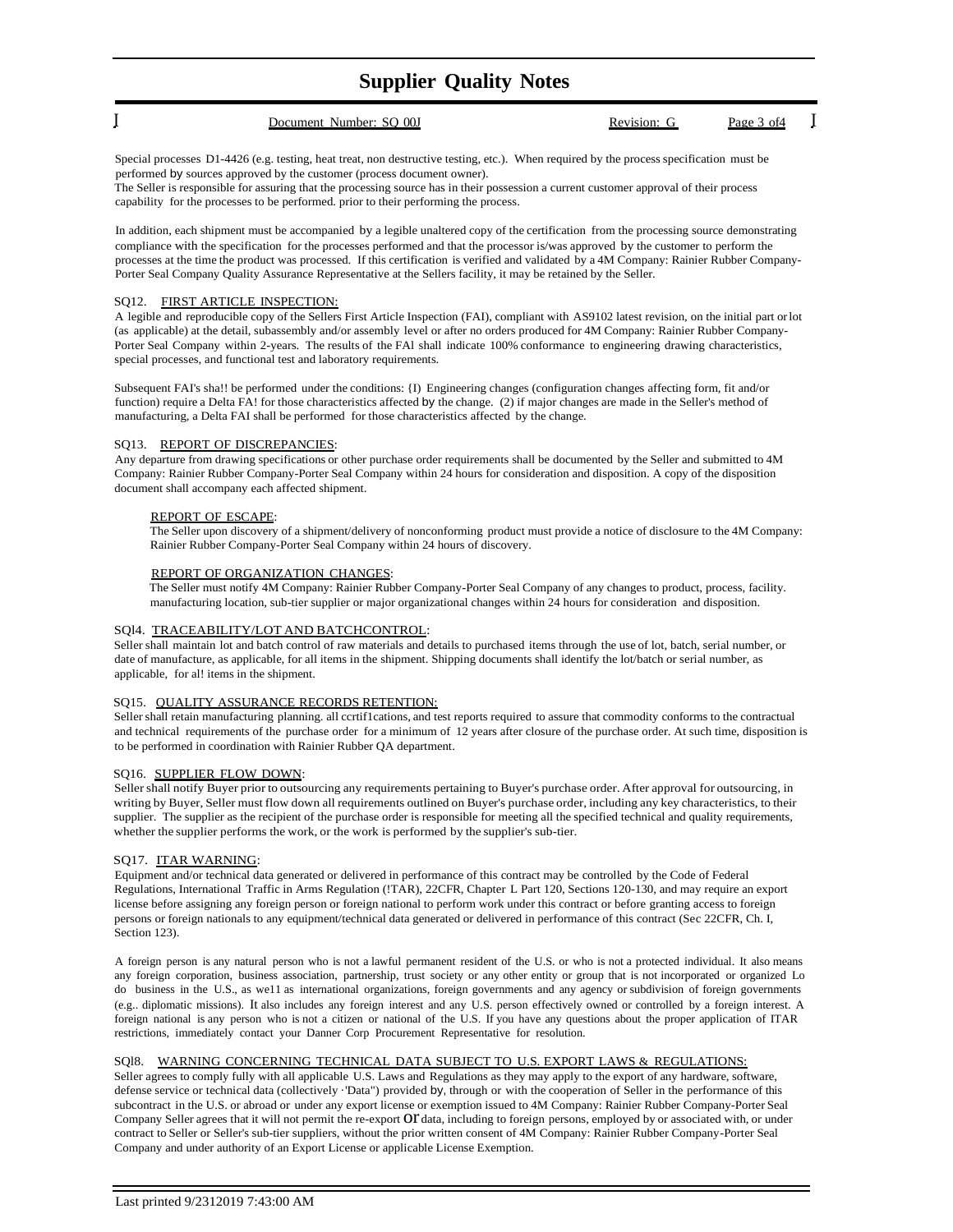Special processes D1-4426 (e.g. testing, heat treat, non destructive testing, etc.). When required by the process specification must be performed by sources approved by the customer (process document owner).
The Seller is responsible for assuring that the processing source has in their possession a current customer approval of their process capability for the processes to be performed. prior to their performing the process.

In addition, each shipment must be accompanied by a legible unaltered copy of the certification from the processing source demonstrating compliance with the specification for the processes performed and that the processor is/was approved by the customer to perform the processes at the time the product was processed. If this certification is verified and validated by a 4M Company: Rainier Rubber Company-Porter Seal Company Quality Assurance Representative at the Sellers facility, it may be retained by the Seller.

SQ12. FIRST ARTICLE INSPECTION:
A legible and reproducible copy of the Sellers First Article Inspection (FAI), compliant with AS9102 latest revision, on the initial part or lot (as applicable) at the detail, subassembly and/or assembly level or after no orders produced for 4M Company: Rainier Rubber Company-Porter Seal Company within 2-years. The results of the FAl shall indicate 100% conformance to engineering drawing characteristics, special processes, and functional test and laboratory requirements.

Subsequent FAI's sha!! be performed under the conditions: {I) Engineering changes (configuration changes affecting form, fit and/or function) require a Delta FA! for those characteristics affected by the change. (2) if major changes are made in the Seller's method of manufacturing, a Delta FAI shall be performed for those characteristics affected by the change.

SQ13. REPORT OF DISCREPANCIES:
Any departure from drawing specifications or other purchase order requirements shall be documented by the Seller and submitted to 4M Company: Rainier Rubber Company-Porter Seal Company within 24 hours for consideration and disposition. A copy of the disposition document shall accompany each affected shipment.

REPORT OF ESCAPE:
The Seller upon discovery of a shipment/delivery of nonconforming product must provide a notice of disclosure to the 4M Company: Rainier Rubber Company-Porter Seal Company within 24 hours of discovery.

REPORT OF ORGANIZATION CHANGES:
The Seller must notify 4M Company: Rainier Rubber Company-Porter Seal Company of any changes to product, process, facility. manufacturing location, sub-tier supplier or major organizational changes within 24 hours for consideration and disposition.

SQl4. TRACEABILITY/LOT AND BATCHCONTROL:
Seller shall maintain lot and batch control of raw materials and details to purchased items through the use of lot, batch, serial number, or date of manufacture, as applicable, for all items in the shipment. Shipping documents shall identify the lot/batch or serial number, as applicable, for al! items in the shipment.

SQ15. QUALITY ASSURANCE RECORDS RETENTION:
Seller shall retain manufacturing planning. all ccrtif1cations, and test reports required to assure that commodity conforms to the contractual and technical requirements of the purchase order for a minimum of 12 years after closure of the purchase order. At such time, disposition is to be performed in coordination with Rainier Rubber QA department.

SQ16. SUPPLIER FLOW DOWN:
Seller shall notify Buyer prior to outsourcing any requirements pertaining to Buyer's purchase order. After approval for outsourcing, in writing by Buyer, Seller must flow down all requirements outlined on Buyer's purchase order, including any key characteristics, to their supplier. The supplier as the recipient of the purchase order is responsible for meeting all the specified technical and quality requirements, whether the supplier performs the work, or the work is performed by the supplier's sub-tier.

SQ17. ITAR WARNING:
Equipment and/or technical data generated or delivered in performance of this contract may be controlled by the Code of Federal Regulations, International Traffic in Arms Regulation (!TAR), 22CFR, Chapter L Part 120, Sections 120-130, and may require an export license before assigning any foreign person or foreign national to perform work under this contract or before granting access to foreign persons or foreign nationals to any equipment/technical data generated or delivered in performance of this contract (Sec 22CFR, Ch. I, Section 123).

A foreign person is any natural person who is not a lawful permanent resident of the U.S. or who is not a protected individual. It also means any foreign corporation, business association, partnership, trust society or any other entity or group that is not incorporated or organized Lo do business in the U.S., as we11 as international organizations, foreign governments and any agency or subdivision of foreign governments (e.g.. diplomatic missions). It also includes any foreign interest and any U.S. person effectively owned or controlled by a foreign interest. A foreign national is any person who is not a citizen or national of the U.S. If you have any questions about the proper application of ITAR restrictions, immediately contact your Danner Corp Procurement Representative for resolution.

SQl8. WARNING CONCERNING TECHNICAL DATA SUBJECT TO U.S. EXPORT LAWS & REGULATIONS:
Seller agrees to comply fully with all applicable U.S. Laws and Regulations as they may apply to the export of any hardware, software, defense service or technical data (collectively ·'Data") provided by, through or with the cooperation of Seller in the performance of this subcontract in the U.S. or abroad or under any export license or exemption issued to 4M Company: Rainier Rubber Company-Porter Seal Company Seller agrees that it will not permit the re-export or data, including to foreign persons, employed by or associated with, or under contract to Seller or Seller's sub-tier suppliers, without the prior written consent of 4M Company: Rainier Rubber Company-Porter Seal Company and under authority of an Export License or applicable License Exemption.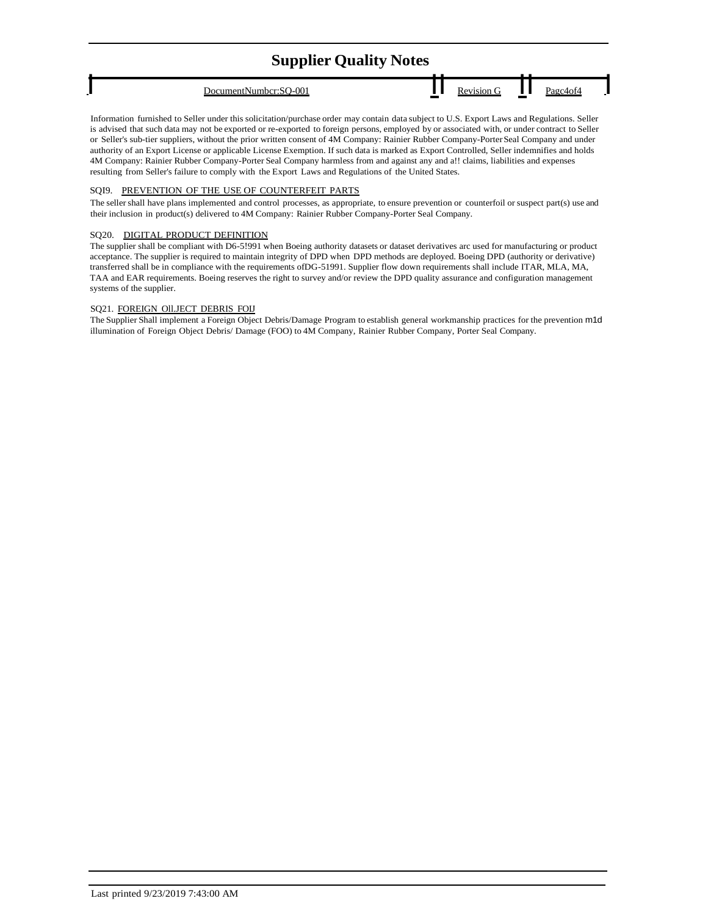Information furnished to Seller under this solicitation/purchase order may contain data subject to U.S. Export Laws and Regulations. Seller is advised that such data may not be exported or re-exported to foreign persons, employed by or associated with, or under contract to Seller or Seller's sub-tier suppliers, without the prior written consent of 4M Company: Rainier Rubber Company-Porter Seal Company and under authority of an Export License or applicable License Exemption. If such data is marked as Export Controlled, Seller indemnifies and holds 4M Company: Rainier Rubber Company-Porter Seal Company harmless from and against any and a!! claims, liabilities and expenses resulting from Seller's failure to comply with the Export Laws and Regulations of the United States.

SQI9. PREVENTION OF THE USE OF COUNTERFEIT PARTS

The seller shall have plans implemented and control processes, as appropriate, to ensure prevention or counterfoil or suspect part(s) use and their inclusion in product(s) delivered to 4M Company: Rainier Rubber Company-Porter Seal Company.

SQ20. DIGITAL PRODUCT DEFINITION

The supplier shall be compliant with D6-5!991 when Boeing authority datasets or dataset derivatives arc used for manufacturing or product acceptance. The supplier is required to maintain integrity of DPD when DPD methods are deployed. Boeing DPD (authority or derivative) transferred shall be in compliance with the requirements ofDG-51991. Supplier flow down requirements shall include ITAR, MLA, MA, TAA and EAR requirements. Boeing reserves the right to survey and/or review the DPD quality assurance and configuration management systems of the supplier.

SQ21. FOREIGN OlI.JECT DEBRIS FOIJ

The Supplier Shall implement a Foreign Object Debris/Damage Program to establish general workmanship practices for the prevention m1d illumination of Foreign Object Debris/ Damage (FOO) to 4M Company, Rainier Rubber Company, Porter Seal Company.